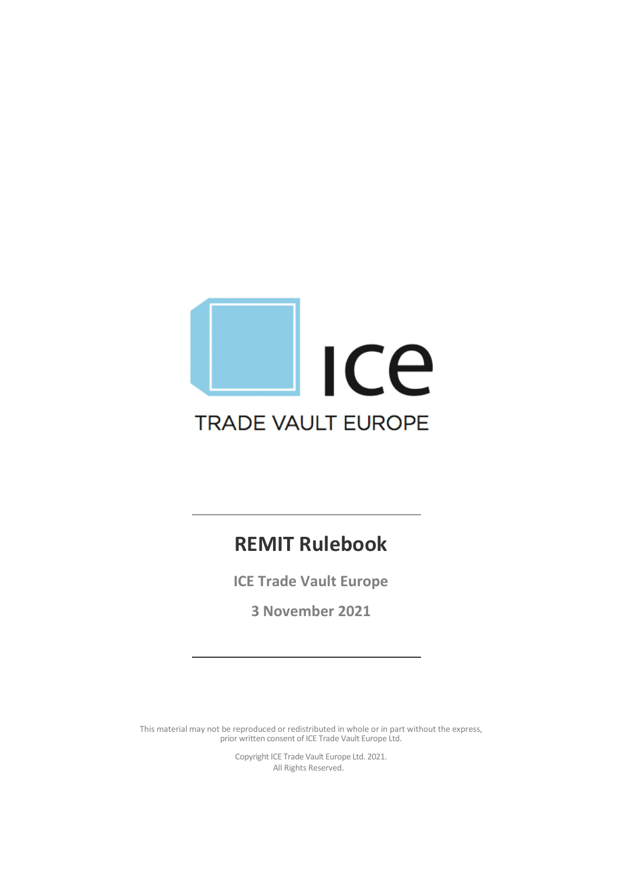ICE

TRADE VAULT EUROPE

# REMIT Rulebook

**ICE Trade Vault Europe**

**3 November 2021**

This material may not be reproduced or redistributed in whole or in part without the express, prior written consent of ICE Trade Vault Europe Ltd.

Copyright ICE Trade Vault Europe Ltd. 2021.
All Rights Reserved.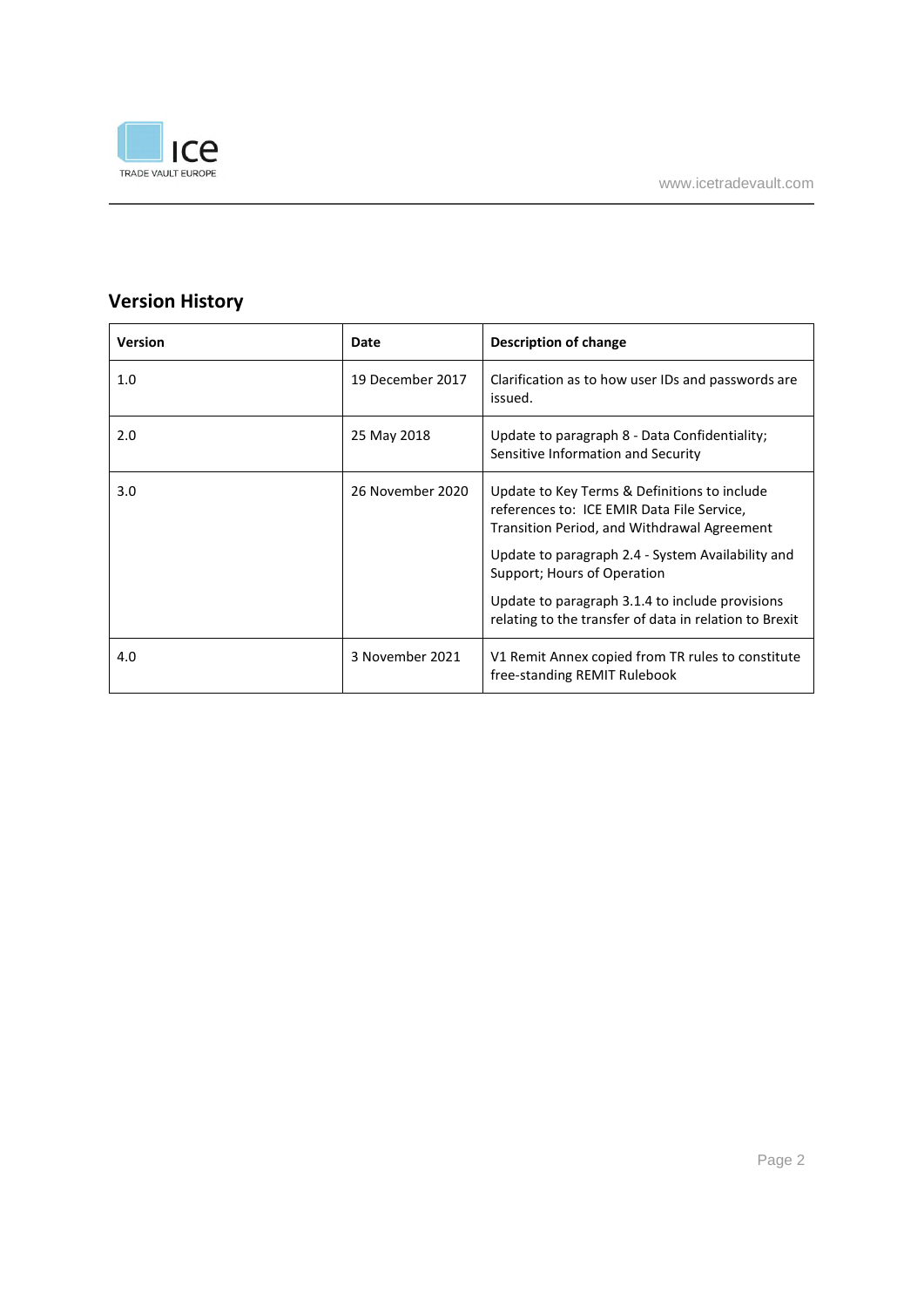## Version History

| Version | Date | Description of change |
| --- | --- | --- |
| 1.0 | 19 December 2017 | Clarification as to how user IDs and passwords are issued. |
| 2.0 | 25 May 2018 | Update to paragraph 8 - Data Confidentiality; Sensitive Information and Security |
| 3.0 | 26 November 2020 | Update to Key Terms & Definitions to include references to: ICE EMIR Data File Service, Transition Period, and Withdrawal Agreement<br><br>Update to paragraph 2.4 - System Availability and Support; Hours of Operation<br><br>Update to paragraph 3.1.4 to include provisions relating to the transfer of data in relation to Brexit |
| 4.0 | 3 November 2021 | V1 Remit Annex copied from TR rules to constitute free-standing REMIT Rulebook |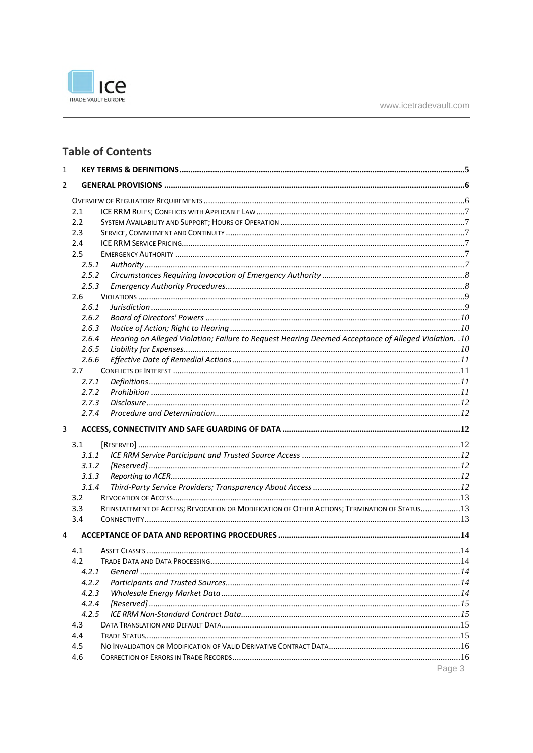## Table of Contents

1 **KEY TERMS & DEFINITIONS** ..... 5

2 **GENERAL PROVISIONS** ..... 6

Overview of Regulatory Requirements ..... 6

- 2.1 ICE RRM Rules; Conflicts with Applicable Law ..... 7
- 2.2 System Availability and Support; Hours of Operation ..... 7
- 2.3 Service, Commitment and Continuity ..... 7
- 2.4 ICE RRM Service Pricing ..... 7
- 2.5 Emergency Authority ..... 7
  - *2.5.1 Authority* ..... 7
  - *2.5.2 Circumstances Requiring Invocation of Emergency Authority* ..... 8
  - *2.5.3 Emergency Authority Procedures* ..... 8
- 2.6 Violations ..... 9
  - *2.6.1 Jurisdiction* ..... 9
  - *2.6.2 Board of Directors' Powers* ..... 10
  - *2.6.3 Notice of Action; Right to Hearing* ..... 10
  - *2.6.4 Hearing on Alleged Violation; Failure to Request Hearing Deemed Acceptance of Alleged Violation.* ..... 10
  - *2.6.5 Liability for Expenses* ..... 10
  - *2.6.6 Effective Date of Remedial Actions* ..... 11
- 2.7 Conflicts of Interest ..... 11
  - *2.7.1 Definitions* ..... 11
  - *2.7.2 Prohibition* ..... 11
  - *2.7.3 Disclosure* ..... 12
  - *2.7.4 Procedure and Determination* ..... 12

3 **ACCESS, CONNECTIVITY AND SAFE GUARDING OF DATA** ..... 12

- 3.1 [Reserved] ..... 12
  - *3.1.1 ICE RRM Service Participant and Trusted Source Access* ..... 12
  - *3.1.2 [Reserved]* ..... 12
  - *3.1.3 Reporting to ACER* ..... 12
  - *3.1.4 Third-Party Service Providers; Transparency About Access* ..... 12
- 3.2 Revocation of Access ..... 13
- 3.3 Reinstatement of Access; Revocation or Modification of Other Actions; Termination of Status ..... 13
- 3.4 Connectivity ..... 13

4 **ACCEPTANCE OF DATA AND REPORTING PROCEDURES** ..... 14

- 4.1 Asset Classes ..... 14
- 4.2 Trade Data and Data Processing ..... 14
  - *4.2.1 General* ..... 14
  - *4.2.2 Participants and Trusted Sources* ..... 14
  - *4.2.3 Wholesale Energy Market Data* ..... 14
  - *4.2.4 [Reserved]* ..... 15
  - *4.2.5 ICE RRM Non-Standard Contract Data* ..... 15
- 4.3 Data Translation and Default Data ..... 15
- 4.4 Trade Status ..... 15
- 4.5 No Invalidation or Modification of Valid Derivative Contract Data ..... 16
- 4.6 Correction of Errors in Trade Records ..... 16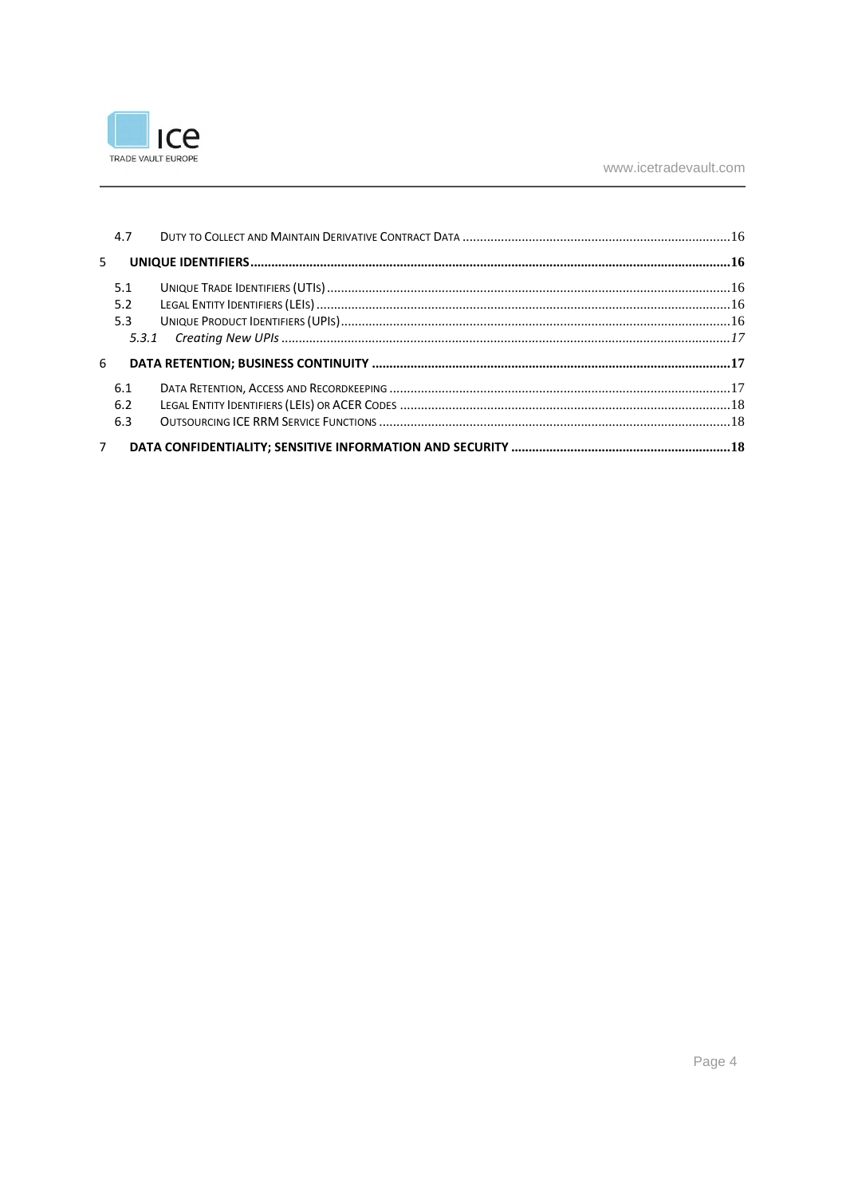4.7 Duty to Collect and Maintain Derivative Contract Data ....16

**5 UNIQUE IDENTIFIERS ....16**

5.1 Unique Trade Identifiers (UTIs) ....16

5.2 Legal Entity Identifiers (LEIs) ....16

5.3 Unique Product Identifiers (UPIs) ....16

*5.3.1 Creating New UPIs ....17*

**6 DATA RETENTION; BUSINESS CONTINUITY ....17**

6.1 Data Retention, Access and Recordkeeping ....17

6.2 Legal Entity Identifiers (LEIs) or ACER Codes ....18

6.3 Outsourcing ICE RRM Service Functions ....18

**7 DATA CONFIDENTIALITY; SENSITIVE INFORMATION AND SECURITY ....18**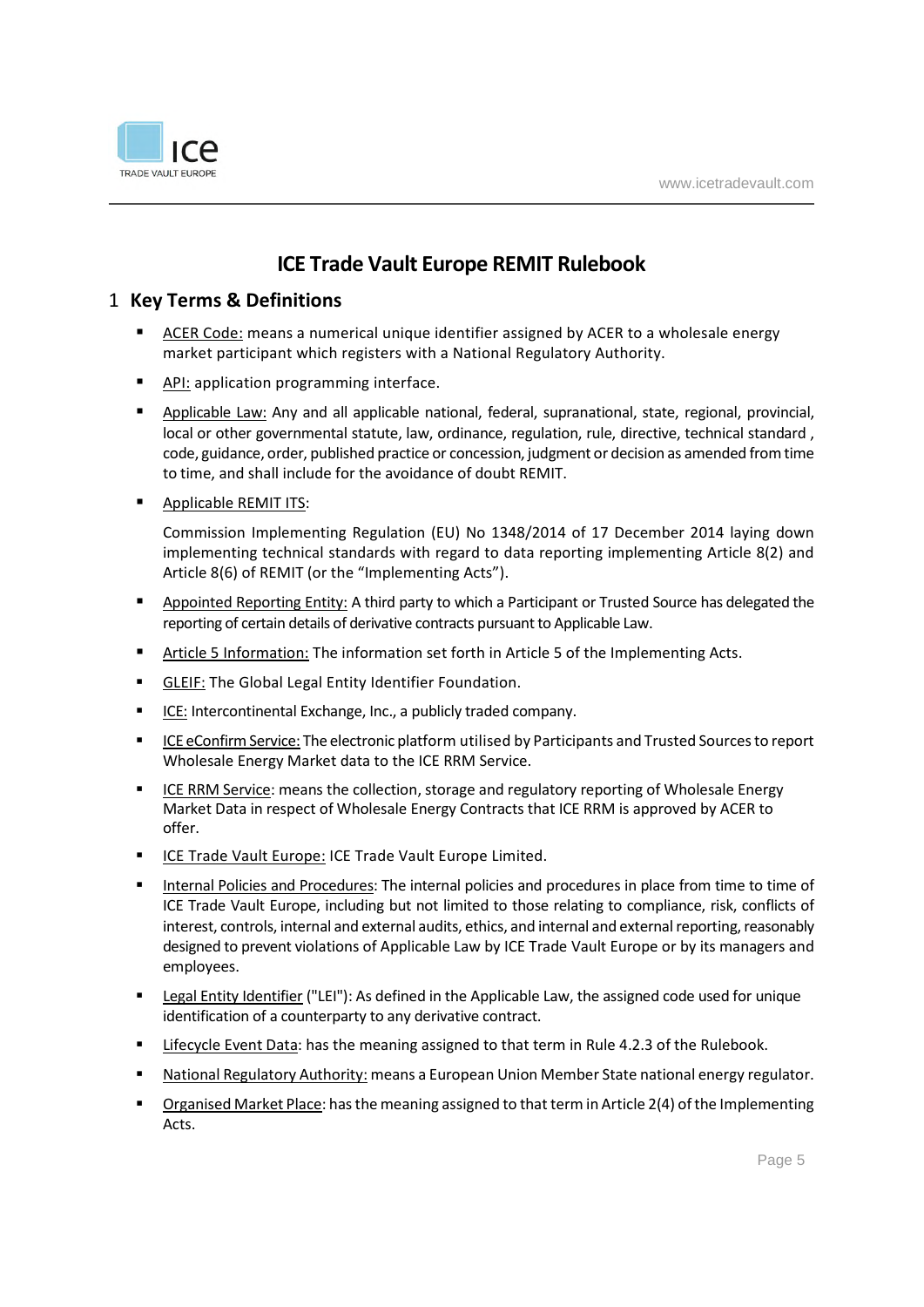# ICE Trade Vault Europe REMIT Rulebook

## 1 Key Terms & Definitions

- ACER Code: means a numerical unique identifier assigned by ACER to a wholesale energy market participant which registers with a National Regulatory Authority.
- API: application programming interface.
- Applicable Law: Any and all applicable national, federal, supranational, state, regional, provincial, local or other governmental statute, law, ordinance, regulation, rule, directive, technical standard , code, guidance, order, published practice or concession, judgment or decision as amended from time to time, and shall include for the avoidance of doubt REMIT.
- Applicable REMIT ITS:

  Commission Implementing Regulation (EU) No 1348/2014 of 17 December 2014 laying down implementing technical standards with regard to data reporting implementing Article 8(2) and Article 8(6) of REMIT (or the "Implementing Acts").
- Appointed Reporting Entity: A third party to which a Participant or Trusted Source has delegated the reporting of certain details of derivative contracts pursuant to Applicable Law.
- Article 5 Information: The information set forth in Article 5 of the Implementing Acts.
- GLEIF: The Global Legal Entity Identifier Foundation.
- ICE: Intercontinental Exchange, Inc., a publicly traded company.
- ICE eConfirm Service: The electronic platform utilised by Participants and Trusted Sources to report Wholesale Energy Market data to the ICE RRM Service.
- ICE RRM Service: means the collection, storage and regulatory reporting of Wholesale Energy Market Data in respect of Wholesale Energy Contracts that ICE RRM is approved by ACER to offer.
- ICE Trade Vault Europe: ICE Trade Vault Europe Limited.
- Internal Policies and Procedures: The internal policies and procedures in place from time to time of ICE Trade Vault Europe, including but not limited to those relating to compliance, risk, conflicts of interest, controls, internal and external audits, ethics, and internal and external reporting, reasonably designed to prevent violations of Applicable Law by ICE Trade Vault Europe or by its managers and employees.
- Legal Entity Identifier ("LEI"): As defined in the Applicable Law, the assigned code used for unique identification of a counterparty to any derivative contract.
- Lifecycle Event Data: has the meaning assigned to that term in Rule 4.2.3 of the Rulebook.
- National Regulatory Authority: means a European Union Member State national energy regulator.
- Organised Market Place: has the meaning assigned to that term in Article 2(4) of the Implementing Acts.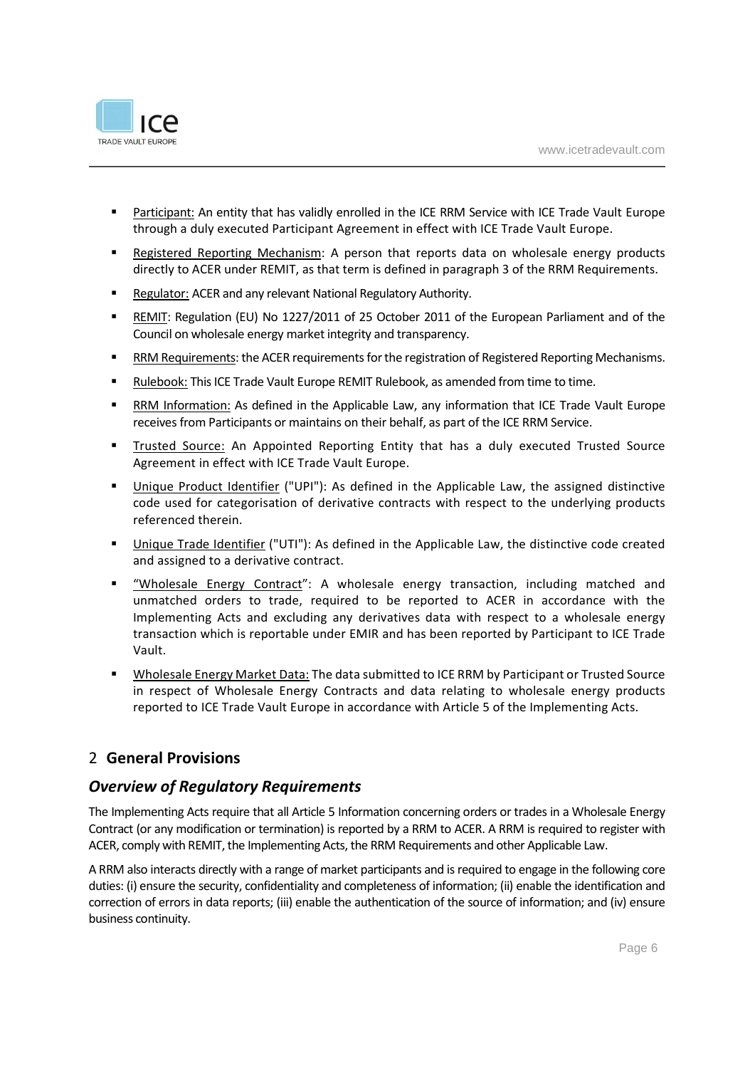- Participant: An entity that has validly enrolled in the ICE RRM Service with ICE Trade Vault Europe through a duly executed Participant Agreement in effect with ICE Trade Vault Europe.
- Registered Reporting Mechanism: A person that reports data on wholesale energy products directly to ACER under REMIT, as that term is defined in paragraph 3 of the RRM Requirements.
- Regulator: ACER and any relevant National Regulatory Authority.
- REMIT: Regulation (EU) No 1227/2011 of 25 October 2011 of the European Parliament and of the Council on wholesale energy market integrity and transparency.
- RRM Requirements: the ACER requirements for the registration of Registered Reporting Mechanisms.
- Rulebook: This ICE Trade Vault Europe REMIT Rulebook, as amended from time to time.
- RRM Information: As defined in the Applicable Law, any information that ICE Trade Vault Europe receives from Participants or maintains on their behalf, as part of the ICE RRM Service.
- Trusted Source: An Appointed Reporting Entity that has a duly executed Trusted Source Agreement in effect with ICE Trade Vault Europe.
- Unique Product Identifier ("UPI"): As defined in the Applicable Law, the assigned distinctive code used for categorisation of derivative contracts with respect to the underlying products referenced therein.
- Unique Trade Identifier ("UTI"): As defined in the Applicable Law, the distinctive code created and assigned to a derivative contract.
- "Wholesale Energy Contract": A wholesale energy transaction, including matched and unmatched orders to trade, required to be reported to ACER in accordance with the Implementing Acts and excluding any derivatives data with respect to a wholesale energy transaction which is reportable under EMIR and has been reported by Participant to ICE Trade Vault.
- Wholesale Energy Market Data: The data submitted to ICE RRM by Participant or Trusted Source in respect of Wholesale Energy Contracts and data relating to wholesale energy products reported to ICE Trade Vault Europe in accordance with Article 5 of the Implementing Acts.

# 2 General Provisions

## *Overview of Regulatory Requirements*

The Implementing Acts require that all Article 5 Information concerning orders or trades in a Wholesale Energy Contract (or any modification or termination) is reported by a RRM to ACER. A RRM is required to register with ACER, comply with REMIT, the Implementing Acts, the RRM Requirements and other Applicable Law.

A RRM also interacts directly with a range of market participants and is required to engage in the following core duties: (i) ensure the security, confidentiality and completeness of information; (ii) enable the identification and correction of errors in data reports; (iii) enable the authentication of the source of information; and (iv) ensure business continuity.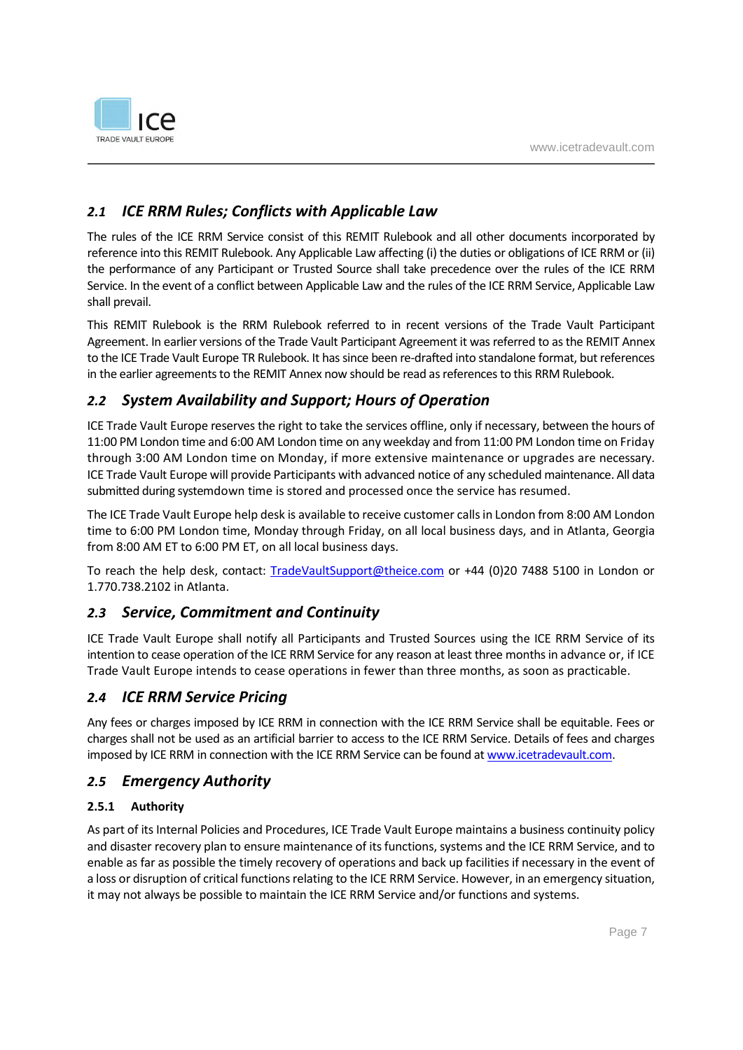## 2.1 *ICE RRM Rules; Conflicts with Applicable Law*

The rules of the ICE RRM Service consist of this REMIT Rulebook and all other documents incorporated by reference into this REMIT Rulebook. Any Applicable Law affecting (i) the duties or obligations of ICE RRM or (ii) the performance of any Participant or Trusted Source shall take precedence over the rules of the ICE RRM Service. In the event of a conflict between Applicable Law and the rules of the ICE RRM Service, Applicable Law shall prevail.

This REMIT Rulebook is the RRM Rulebook referred to in recent versions of the Trade Vault Participant Agreement. In earlier versions of the Trade Vault Participant Agreement it was referred to as the REMIT Annex to the ICE Trade Vault Europe TR Rulebook. It has since been re-drafted into standalone format, but references in the earlier agreements to the REMIT Annex now should be read as references to this RRM Rulebook.

## 2.2 *System Availability and Support; Hours of Operation*

ICE Trade Vault Europe reserves the right to take the services offline, only if necessary, between the hours of 11:00 PM London time and 6:00 AM London time on any weekday and from 11:00 PM London time on Friday through 3:00 AM London time on Monday, if more extensive maintenance or upgrades are necessary. ICE Trade Vault Europe will provide Participants with advanced notice of any scheduled maintenance. All data submitted during systemdown time is stored and processed once the service has resumed.

The ICE Trade Vault Europe help desk is available to receive customer calls in London from 8:00 AM London time to 6:00 PM London time, Monday through Friday, on all local business days, and in Atlanta, Georgia from 8:00 AM ET to 6:00 PM ET, on all local business days.

To reach the help desk, contact: TradeVaultSupport@theice.com or +44 (0)20 7488 5100 in London or 1.770.738.2102 in Atlanta.

## 2.3 *Service, Commitment and Continuity*

ICE Trade Vault Europe shall notify all Participants and Trusted Sources using the ICE RRM Service of its intention to cease operation of the ICE RRM Service for any reason at least three months in advance or, if ICE Trade Vault Europe intends to cease operations in fewer than three months, as soon as practicable.

## 2.4 *ICE RRM Service Pricing*

Any fees or charges imposed by ICE RRM in connection with the ICE RRM Service shall be equitable. Fees or charges shall not be used as an artificial barrier to access to the ICE RRM Service. Details of fees and charges imposed by ICE RRM in connection with the ICE RRM Service can be found at www.icetradevault.com.

## 2.5 *Emergency Authority*

### 2.5.1 Authority

As part of its Internal Policies and Procedures, ICE Trade Vault Europe maintains a business continuity policy and disaster recovery plan to ensure maintenance of its functions, systems and the ICE RRM Service, and to enable as far as possible the timely recovery of operations and back up facilities if necessary in the event of a loss or disruption of critical functions relating to the ICE RRM Service. However, in an emergency situation, it may not always be possible to maintain the ICE RRM Service and/or functions and systems.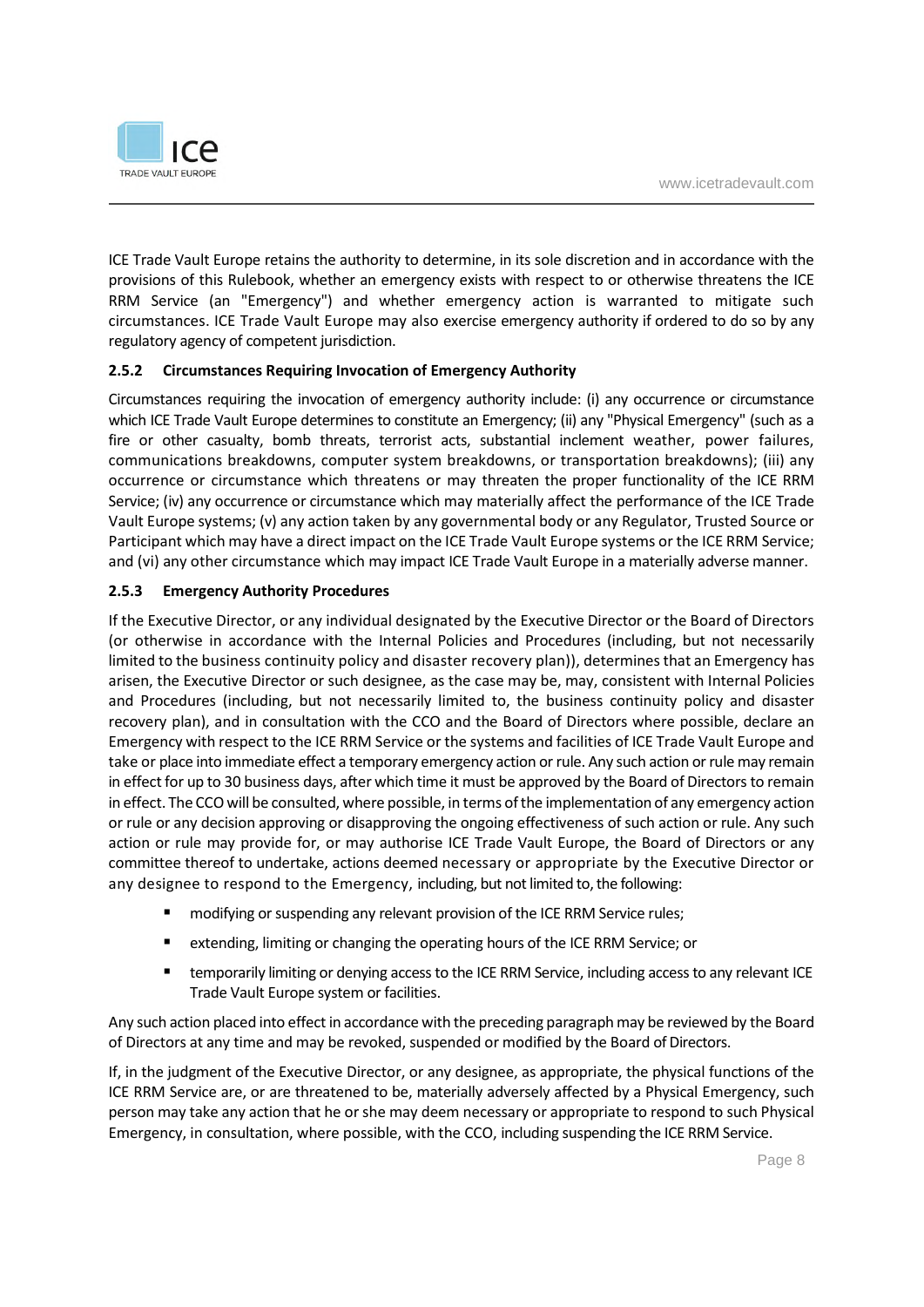ICE Trade Vault Europe retains the authority to determine, in its sole discretion and in accordance with the provisions of this Rulebook, whether an emergency exists with respect to or otherwise threatens the ICE RRM Service (an "Emergency") and whether emergency action is warranted to mitigate such circumstances. ICE Trade Vault Europe may also exercise emergency authority if ordered to do so by any regulatory agency of competent jurisdiction.

### 2.5.2 Circumstances Requiring Invocation of Emergency Authority

Circumstances requiring the invocation of emergency authority include: (i) any occurrence or circumstance which ICE Trade Vault Europe determines to constitute an Emergency; (ii) any "Physical Emergency" (such as a fire or other casualty, bomb threats, terrorist acts, substantial inclement weather, power failures, communications breakdowns, computer system breakdowns, or transportation breakdowns); (iii) any occurrence or circumstance which threatens or may threaten the proper functionality of the ICE RRM Service; (iv) any occurrence or circumstance which may materially affect the performance of the ICE Trade Vault Europe systems; (v) any action taken by any governmental body or any Regulator, Trusted Source or Participant which may have a direct impact on the ICE Trade Vault Europe systems or the ICE RRM Service; and (vi) any other circumstance which may impact ICE Trade Vault Europe in a materially adverse manner.

### 2.5.3 Emergency Authority Procedures

If the Executive Director, or any individual designated by the Executive Director or the Board of Directors (or otherwise in accordance with the Internal Policies and Procedures (including, but not necessarily limited to the business continuity policy and disaster recovery plan)), determines that an Emergency has arisen, the Executive Director or such designee, as the case may be, may, consistent with Internal Policies and Procedures (including, but not necessarily limited to, the business continuity policy and disaster recovery plan), and in consultation with the CCO and the Board of Directors where possible, declare an Emergency with respect to the ICE RRM Service or the systems and facilities of ICE Trade Vault Europe and take or place into immediate effect a temporary emergency action or rule. Any such action or rule may remain in effect for up to 30 business days, after which time it must be approved by the Board of Directors to remain in effect. The CCO will be consulted, where possible, in terms of the implementation of any emergency action or rule or any decision approving or disapproving the ongoing effectiveness of such action or rule. Any such action or rule may provide for, or may authorise ICE Trade Vault Europe, the Board of Directors or any committee thereof to undertake, actions deemed necessary or appropriate by the Executive Director or any designee to respond to the Emergency, including, but not limited to, the following:

- modifying or suspending any relevant provision of the ICE RRM Service rules;
- extending, limiting or changing the operating hours of the ICE RRM Service; or
- temporarily limiting or denying access to the ICE RRM Service, including access to any relevant ICE Trade Vault Europe system or facilities.

Any such action placed into effect in accordance with the preceding paragraph may be reviewed by the Board of Directors at any time and may be revoked, suspended or modified by the Board of Directors.

If, in the judgment of the Executive Director, or any designee, as appropriate, the physical functions of the ICE RRM Service are, or are threatened to be, materially adversely affected by a Physical Emergency, such person may take any action that he or she may deem necessary or appropriate to respond to such Physical Emergency, in consultation, where possible, with the CCO, including suspending the ICE RRM Service.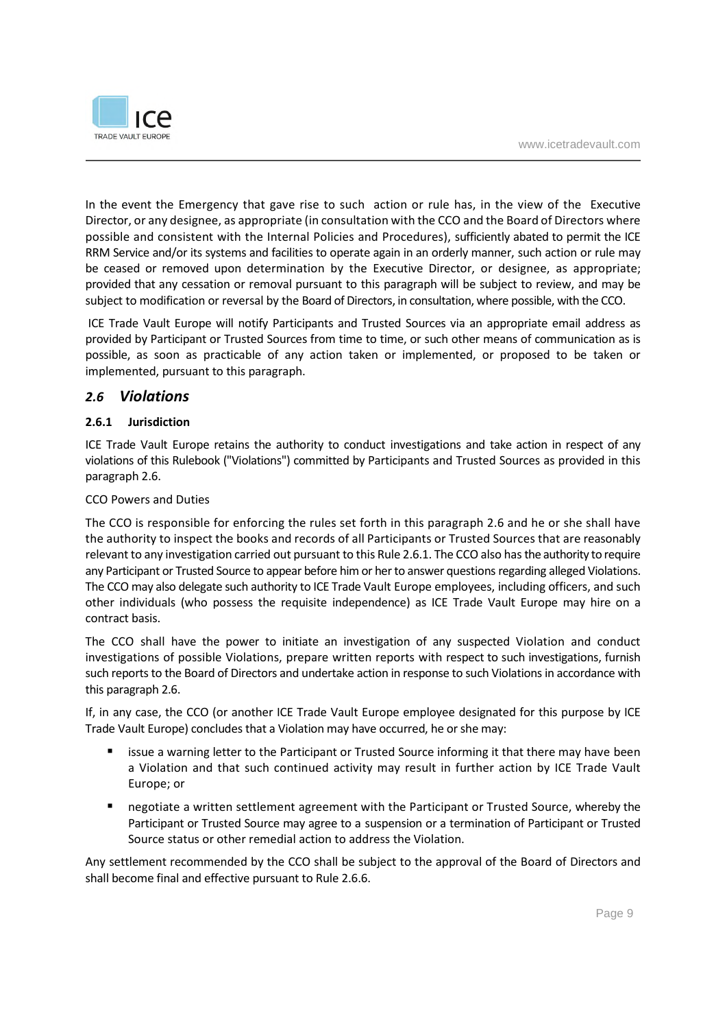In the event the Emergency that gave rise to such action or rule has, in the view of the Executive Director, or any designee, as appropriate (in consultation with the CCO and the Board of Directors where possible and consistent with the Internal Policies and Procedures), sufficiently abated to permit the ICE RRM Service and/or its systems and facilities to operate again in an orderly manner, such action or rule may be ceased or removed upon determination by the Executive Director, or designee, as appropriate; provided that any cessation or removal pursuant to this paragraph will be subject to review, and may be subject to modification or reversal by the Board of Directors, in consultation, where possible, with the CCO.

ICE Trade Vault Europe will notify Participants and Trusted Sources via an appropriate email address as provided by Participant or Trusted Sources from time to time, or such other means of communication as is possible, as soon as practicable of any action taken or implemented, or proposed to be taken or implemented, pursuant to this paragraph.

## *2.6 Violations*

### 2.6.1 Jurisdiction

ICE Trade Vault Europe retains the authority to conduct investigations and take action in respect of any violations of this Rulebook ("Violations") committed by Participants and Trusted Sources as provided in this paragraph 2.6.

CCO Powers and Duties

The CCO is responsible for enforcing the rules set forth in this paragraph 2.6 and he or she shall have the authority to inspect the books and records of all Participants or Trusted Sources that are reasonably relevant to any investigation carried out pursuant to this Rule 2.6.1. The CCO also has the authority to require any Participant or Trusted Source to appear before him or her to answer questions regarding alleged Violations. The CCO may also delegate such authority to ICE Trade Vault Europe employees, including officers, and such other individuals (who possess the requisite independence) as ICE Trade Vault Europe may hire on a contract basis.

The CCO shall have the power to initiate an investigation of any suspected Violation and conduct investigations of possible Violations, prepare written reports with respect to such investigations, furnish such reports to the Board of Directors and undertake action in response to such Violations in accordance with this paragraph 2.6.

If, in any case, the CCO (or another ICE Trade Vault Europe employee designated for this purpose by ICE Trade Vault Europe) concludes that a Violation may have occurred, he or she may:

- issue a warning letter to the Participant or Trusted Source informing it that there may have been a Violation and that such continued activity may result in further action by ICE Trade Vault Europe; or
- negotiate a written settlement agreement with the Participant or Trusted Source, whereby the Participant or Trusted Source may agree to a suspension or a termination of Participant or Trusted Source status or other remedial action to address the Violation.

Any settlement recommended by the CCO shall be subject to the approval of the Board of Directors and shall become final and effective pursuant to Rule 2.6.6.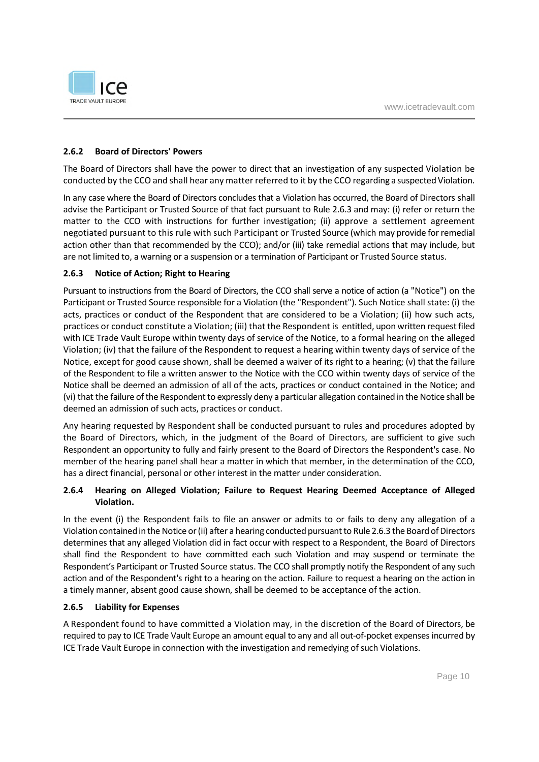#### 2.6.2 Board of Directors' Powers

The Board of Directors shall have the power to direct that an investigation of any suspected Violation be conducted by the CCO and shall hear any matter referred to it by the CCO regarding a suspected Violation.

In any case where the Board of Directors concludes that a Violation has occurred, the Board of Directors shall advise the Participant or Trusted Source of that fact pursuant to Rule 2.6.3 and may: (i) refer or return the matter to the CCO with instructions for further investigation; (ii) approve a settlement agreement negotiated pursuant to this rule with such Participant or Trusted Source (which may provide for remedial action other than that recommended by the CCO); and/or (iii) take remedial actions that may include, but are not limited to, a warning or a suspension or a termination of Participant or Trusted Source status.

#### 2.6.3 Notice of Action; Right to Hearing

Pursuant to instructions from the Board of Directors, the CCO shall serve a notice of action (a "Notice") on the Participant or Trusted Source responsible for a Violation (the "Respondent"). Such Notice shall state: (i) the acts, practices or conduct of the Respondent that are considered to be a Violation; (ii) how such acts, practices or conduct constitute a Violation; (iii) that the Respondent is entitled, upon written request filed with ICE Trade Vault Europe within twenty days of service of the Notice, to a formal hearing on the alleged Violation; (iv) that the failure of the Respondent to request a hearing within twenty days of service of the Notice, except for good cause shown, shall be deemed a waiver of its right to a hearing; (v) that the failure of the Respondent to file a written answer to the Notice with the CCO within twenty days of service of the Notice shall be deemed an admission of all of the acts, practices or conduct contained in the Notice; and (vi) that the failure of the Respondent to expressly deny a particular allegation contained in the Notice shall be deemed an admission of such acts, practices or conduct.

Any hearing requested by Respondent shall be conducted pursuant to rules and procedures adopted by the Board of Directors, which, in the judgment of the Board of Directors, are sufficient to give such Respondent an opportunity to fully and fairly present to the Board of Directors the Respondent's case. No member of the hearing panel shall hear a matter in which that member, in the determination of the CCO, has a direct financial, personal or other interest in the matter under consideration.

#### 2.6.4 Hearing on Alleged Violation; Failure to Request Hearing Deemed Acceptance of Alleged Violation.

In the event (i) the Respondent fails to file an answer or admits to or fails to deny any allegation of a Violation contained in the Notice or (ii) after a hearing conducted pursuant to Rule 2.6.3 the Board of Directors determines that any alleged Violation did in fact occur with respect to a Respondent, the Board of Directors shall find the Respondent to have committed each such Violation and may suspend or terminate the Respondent's Participant or Trusted Source status. The CCO shall promptly notify the Respondent of any such action and of the Respondent's right to a hearing on the action. Failure to request a hearing on the action in a timely manner, absent good cause shown, shall be deemed to be acceptance of the action.

#### 2.6.5 Liability for Expenses

A Respondent found to have committed a Violation may, in the discretion of the Board of Directors, be required to pay to ICE Trade Vault Europe an amount equal to any and all out-of-pocket expenses incurred by ICE Trade Vault Europe in connection with the investigation and remedying of such Violations.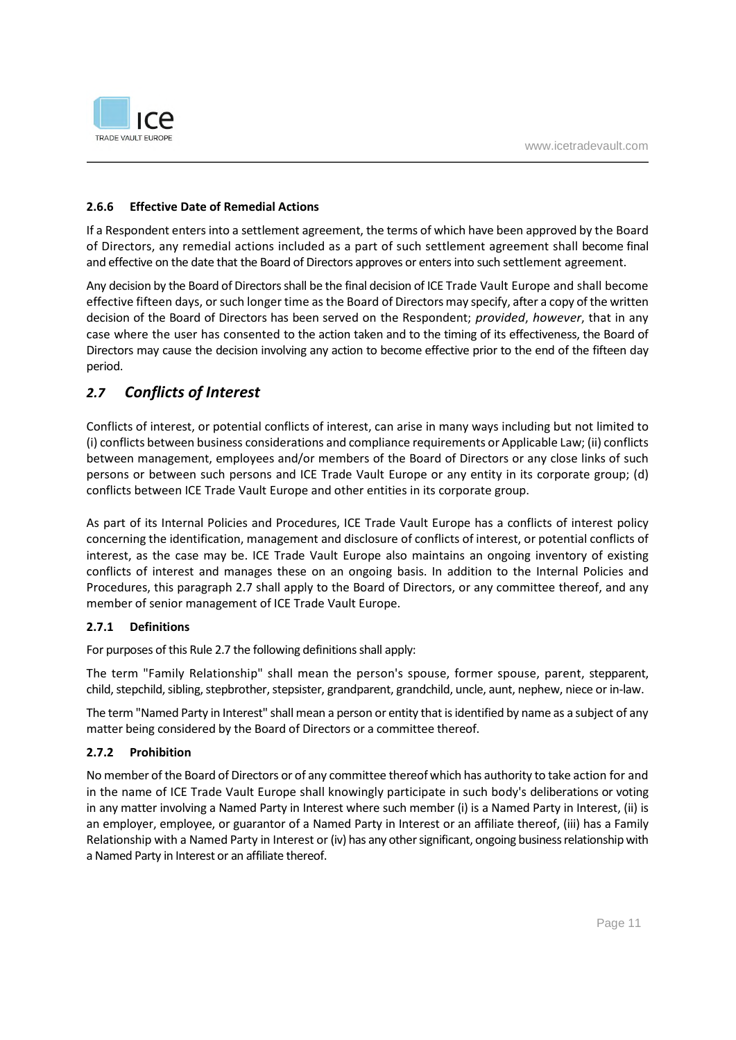### 2.6.6 Effective Date of Remedial Actions

If a Respondent enters into a settlement agreement, the terms of which have been approved by the Board of Directors, any remedial actions included as a part of such settlement agreement shall become final and effective on the date that the Board of Directors approves or enters into such settlement agreement.

Any decision by the Board of Directors shall be the final decision of ICE Trade Vault Europe and shall become effective fifteen days, or such longer time as the Board of Directors may specify, after a copy of the written decision of the Board of Directors has been served on the Respondent; *provided*, *however*, that in any case where the user has consented to the action taken and to the timing of its effectiveness, the Board of Directors may cause the decision involving any action to become effective prior to the end of the fifteen day period.

## *2.7 Conflicts of Interest*

Conflicts of interest, or potential conflicts of interest, can arise in many ways including but not limited to (i) conflicts between business considerations and compliance requirements or Applicable Law; (ii) conflicts between management, employees and/or members of the Board of Directors or any close links of such persons or between such persons and ICE Trade Vault Europe or any entity in its corporate group; (d) conflicts between ICE Trade Vault Europe and other entities in its corporate group.

As part of its Internal Policies and Procedures, ICE Trade Vault Europe has a conflicts of interest policy concerning the identification, management and disclosure of conflicts of interest, or potential conflicts of interest, as the case may be. ICE Trade Vault Europe also maintains an ongoing inventory of existing conflicts of interest and manages these on an ongoing basis. In addition to the Internal Policies and Procedures, this paragraph 2.7 shall apply to the Board of Directors, or any committee thereof, and any member of senior management of ICE Trade Vault Europe.

### 2.7.1 Definitions

For purposes of this Rule 2.7 the following definitions shall apply:

The term "Family Relationship" shall mean the person's spouse, former spouse, parent, stepparent, child, stepchild, sibling, stepbrother, stepsister, grandparent, grandchild, uncle, aunt, nephew, niece or in-law.

The term "Named Party in Interest" shall mean a person or entity that is identified by name as a subject of any matter being considered by the Board of Directors or a committee thereof.

### 2.7.2 Prohibition

No member of the Board of Directors or of any committee thereof which has authority to take action for and in the name of ICE Trade Vault Europe shall knowingly participate in such body's deliberations or voting in any matter involving a Named Party in Interest where such member (i) is a Named Party in Interest, (ii) is an employer, employee, or guarantor of a Named Party in Interest or an affiliate thereof, (iii) has a Family Relationship with a Named Party in Interest or (iv) has any other significant, ongoing business relationship with a Named Party in Interest or an affiliate thereof.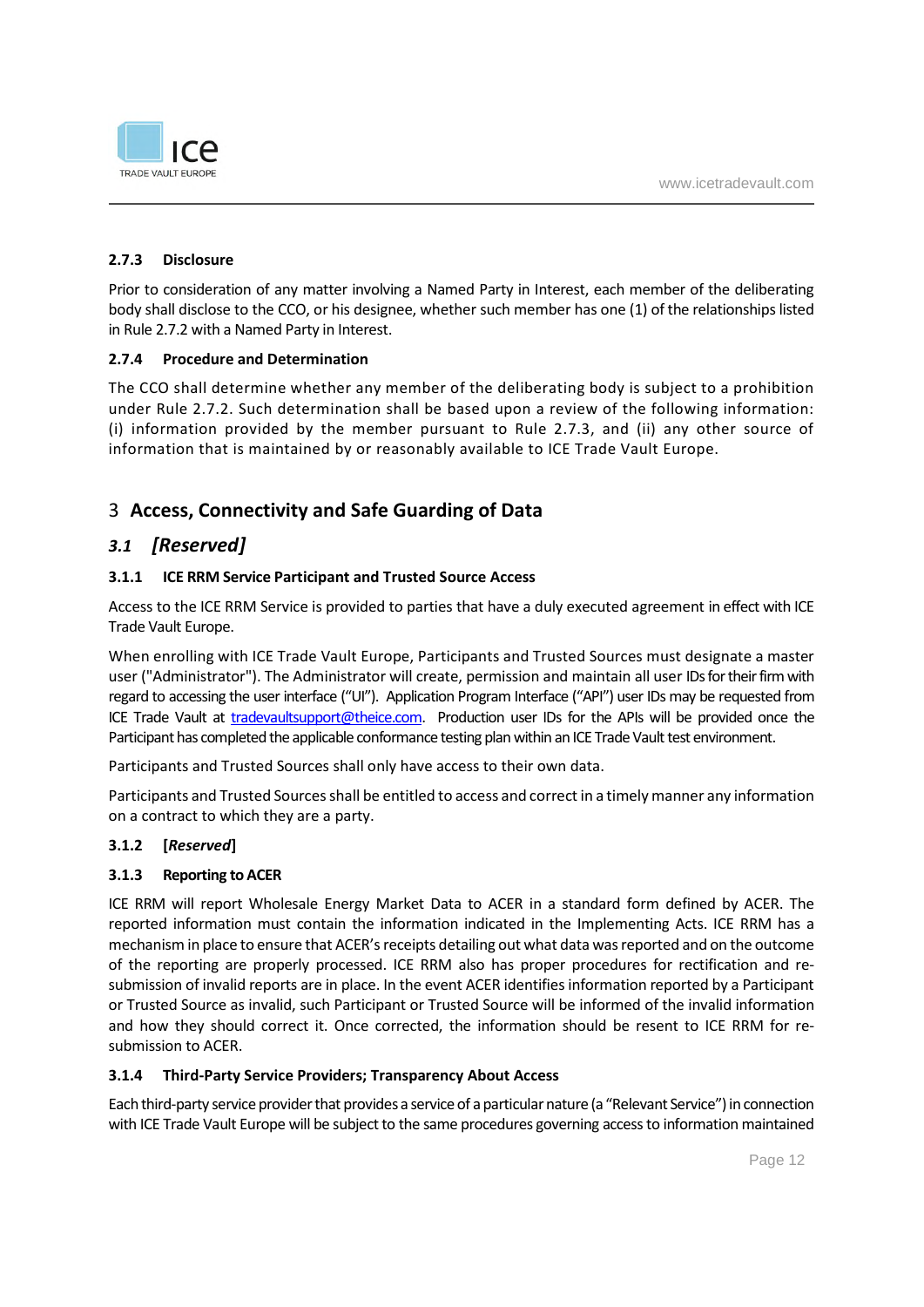#### 2.7.3 Disclosure

Prior to consideration of any matter involving a Named Party in Interest, each member of the deliberating body shall disclose to the CCO, or his designee, whether such member has one (1) of the relationships listed in Rule 2.7.2 with a Named Party in Interest.

#### 2.7.4 Procedure and Determination

The CCO shall determine whether any member of the deliberating body is subject to a prohibition under Rule 2.7.2. Such determination shall be based upon a review of the following information: (i) information provided by the member pursuant to Rule 2.7.3, and (ii) any other source of information that is maintained by or reasonably available to ICE Trade Vault Europe.

# 3 Access, Connectivity and Safe Guarding of Data

## *3.1 [Reserved]*

#### 3.1.1 ICE RRM Service Participant and Trusted Source Access

Access to the ICE RRM Service is provided to parties that have a duly executed agreement in effect with ICE Trade Vault Europe.

When enrolling with ICE Trade Vault Europe, Participants and Trusted Sources must designate a master user ("Administrator"). The Administrator will create, permission and maintain all user IDs for their firm with regard to accessing the user interface ("UI"). Application Program Interface ("API") user IDs may be requested from ICE Trade Vault at tradevaultsupport@theice.com. Production user IDs for the APIs will be provided once the Participant has completed the applicable conformance testing plan within an ICE Trade Vault test environment.

Participants and Trusted Sources shall only have access to their own data.

Participants and Trusted Sources shall be entitled to access and correct in a timely manner any information on a contract to which they are a party.

#### 3.1.2 [*Reserved*]

#### 3.1.3 Reporting to ACER

ICE RRM will report Wholesale Energy Market Data to ACER in a standard form defined by ACER. The reported information must contain the information indicated in the Implementing Acts. ICE RRM has a mechanism in place to ensure that ACER's receipts detailing out what data was reported and on the outcome of the reporting are properly processed. ICE RRM also has proper procedures for rectification and re-submission of invalid reports are in place. In the event ACER identifies information reported by a Participant or Trusted Source as invalid, such Participant or Trusted Source will be informed of the invalid information and how they should correct it. Once corrected, the information should be resent to ICE RRM for re-submission to ACER.

#### 3.1.4 Third-Party Service Providers; Transparency About Access

Each third-party service provider that provides a service of a particular nature (a "Relevant Service") in connection with ICE Trade Vault Europe will be subject to the same procedures governing access to information maintained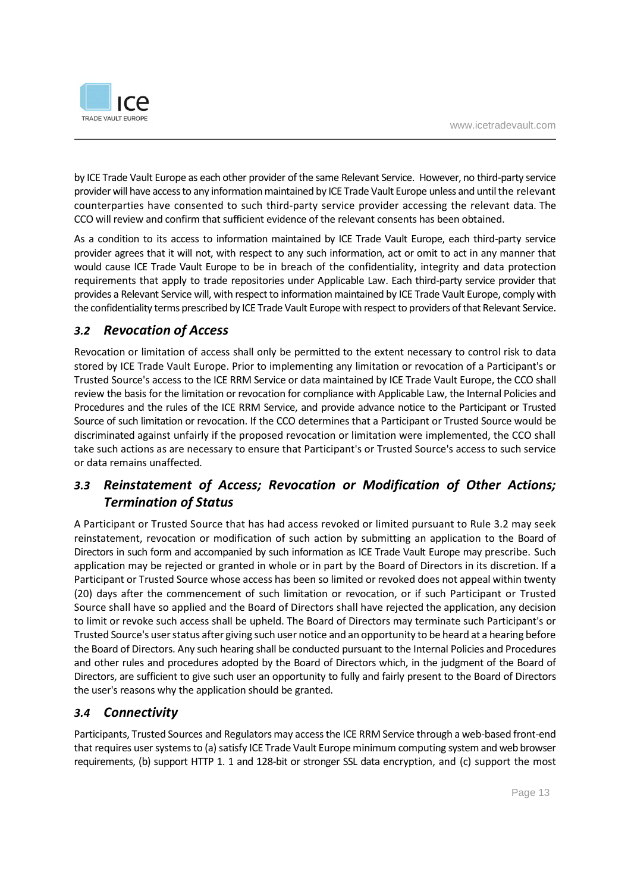by ICE Trade Vault Europe as each other provider of the same Relevant Service. However, no third-party service provider will have access to any information maintained by ICE Trade Vault Europe unless and until the relevant counterparties have consented to such third-party service provider accessing the relevant data. The CCO will review and confirm that sufficient evidence of the relevant consents has been obtained.

As a condition to its access to information maintained by ICE Trade Vault Europe, each third-party service provider agrees that it will not, with respect to any such information, act or omit to act in any manner that would cause ICE Trade Vault Europe to be in breach of the confidentiality, integrity and data protection requirements that apply to trade repositories under Applicable Law. Each third-party service provider that provides a Relevant Service will, with respect to information maintained by ICE Trade Vault Europe, comply with the confidentiality terms prescribed by ICE Trade Vault Europe with respect to providers of that Relevant Service.

### *3.2 Revocation of Access*

Revocation or limitation of access shall only be permitted to the extent necessary to control risk to data stored by ICE Trade Vault Europe. Prior to implementing any limitation or revocation of a Participant's or Trusted Source's access to the ICE RRM Service or data maintained by ICE Trade Vault Europe, the CCO shall review the basis for the limitation or revocation for compliance with Applicable Law, the Internal Policies and Procedures and the rules of the ICE RRM Service, and provide advance notice to the Participant or Trusted Source of such limitation or revocation. If the CCO determines that a Participant or Trusted Source would be discriminated against unfairly if the proposed revocation or limitation were implemented, the CCO shall take such actions as are necessary to ensure that Participant's or Trusted Source's access to such service or data remains unaffected.

### *3.3 Reinstatement of Access; Revocation or Modification of Other Actions; Termination of Status*

A Participant or Trusted Source that has had access revoked or limited pursuant to Rule 3.2 may seek reinstatement, revocation or modification of such action by submitting an application to the Board of Directors in such form and accompanied by such information as ICE Trade Vault Europe may prescribe. Such application may be rejected or granted in whole or in part by the Board of Directors in its discretion. If a Participant or Trusted Source whose access has been so limited or revoked does not appeal within twenty (20) days after the commencement of such limitation or revocation, or if such Participant or Trusted Source shall have so applied and the Board of Directors shall have rejected the application, any decision to limit or revoke such access shall be upheld. The Board of Directors may terminate such Participant's or Trusted Source's user status after giving such user notice and an opportunity to be heard at a hearing before the Board of Directors. Any such hearing shall be conducted pursuant to the Internal Policies and Procedures and other rules and procedures adopted by the Board of Directors which, in the judgment of the Board of Directors, are sufficient to give such user an opportunity to fully and fairly present to the Board of Directors the user's reasons why the application should be granted.

### *3.4 Connectivity*

Participants, Trusted Sources and Regulators may access the ICE RRM Service through a web-based front-end that requires user systems to (a) satisfy ICE Trade Vault Europe minimum computing system and web browser requirements, (b) support HTTP 1. 1 and 128-bit or stronger SSL data encryption, and (c) support the most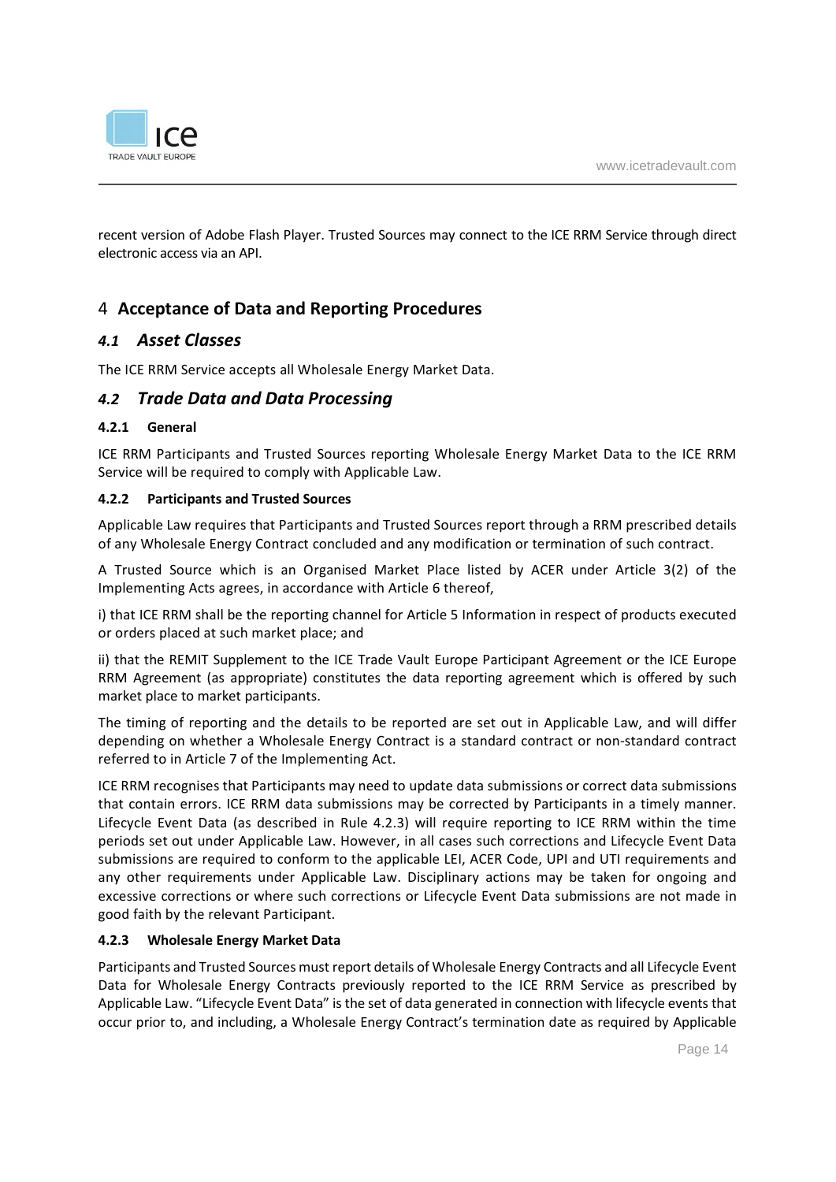recent version of Adobe Flash Player. Trusted Sources may connect to the ICE RRM Service through direct electronic access via an API.

# 4 Acceptance of Data and Reporting Procedures

## *4.1 Asset Classes*

The ICE RRM Service accepts all Wholesale Energy Market Data.

## *4.2 Trade Data and Data Processing*

### 4.2.1 General

ICE RRM Participants and Trusted Sources reporting Wholesale Energy Market Data to the ICE RRM Service will be required to comply with Applicable Law.

### 4.2.2 Participants and Trusted Sources

Applicable Law requires that Participants and Trusted Sources report through a RRM prescribed details of any Wholesale Energy Contract concluded and any modification or termination of such contract.

A Trusted Source which is an Organised Market Place listed by ACER under Article 3(2) of the Implementing Acts agrees, in accordance with Article 6 thereof,

i) that ICE RRM shall be the reporting channel for Article 5 Information in respect of products executed or orders placed at such market place; and

ii) that the REMIT Supplement to the ICE Trade Vault Europe Participant Agreement or the ICE Europe RRM Agreement (as appropriate) constitutes the data reporting agreement which is offered by such market place to market participants.

The timing of reporting and the details to be reported are set out in Applicable Law, and will differ depending on whether a Wholesale Energy Contract is a standard contract or non-standard contract referred to in Article 7 of the Implementing Act.

ICE RRM recognises that Participants may need to update data submissions or correct data submissions that contain errors. ICE RRM data submissions may be corrected by Participants in a timely manner. Lifecycle Event Data (as described in Rule 4.2.3) will require reporting to ICE RRM within the time periods set out under Applicable Law. However, in all cases such corrections and Lifecycle Event Data submissions are required to conform to the applicable LEI, ACER Code, UPI and UTI requirements and any other requirements under Applicable Law. Disciplinary actions may be taken for ongoing and excessive corrections or where such corrections or Lifecycle Event Data submissions are not made in good faith by the relevant Participant.

### 4.2.3 Wholesale Energy Market Data

Participants and Trusted Sources must report details of Wholesale Energy Contracts and all Lifecycle Event Data for Wholesale Energy Contracts previously reported to the ICE RRM Service as prescribed by Applicable Law. "Lifecycle Event Data" is the set of data generated in connection with lifecycle events that occur prior to, and including, a Wholesale Energy Contract's termination date as required by Applicable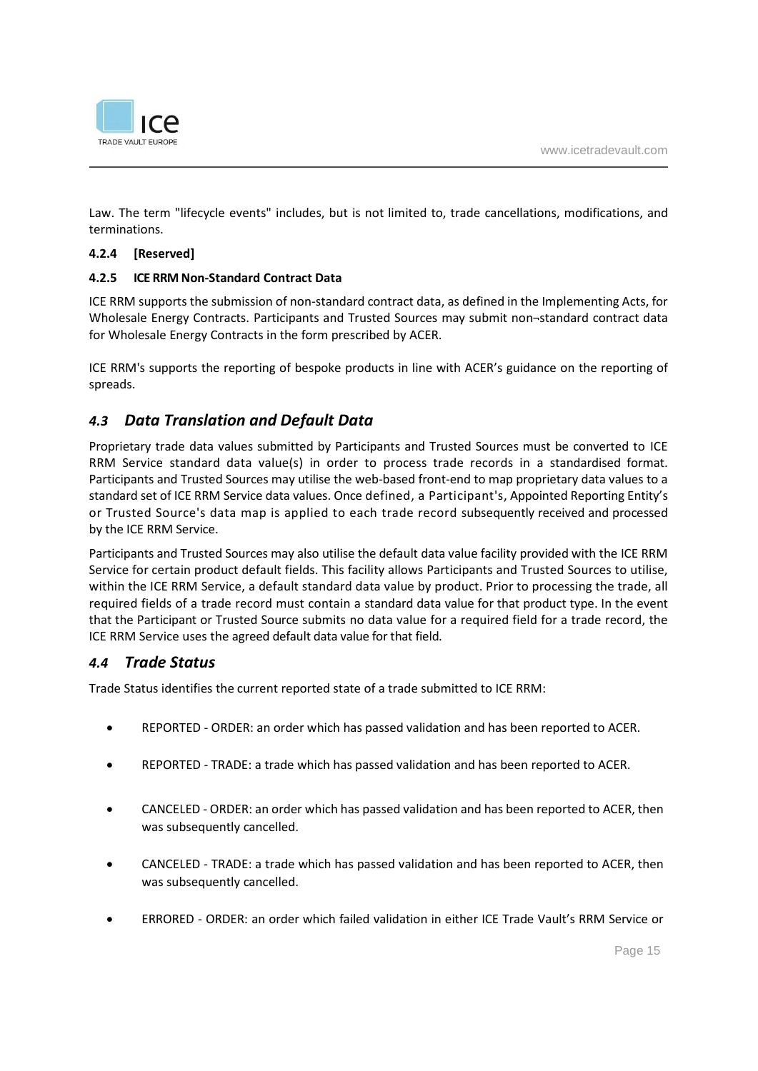Law. The term "lifecycle events" includes, but is not limited to, trade cancellations, modifications, and terminations.

#### 4.2.4 [Reserved]

#### 4.2.5 ICE RRM Non-Standard Contract Data

ICE RRM supports the submission of non-standard contract data, as defined in the Implementing Acts, for Wholesale Energy Contracts. Participants and Trusted Sources may submit non¬standard contract data for Wholesale Energy Contracts in the form prescribed by ACER.

ICE RRM's supports the reporting of bespoke products in line with ACER's guidance on the reporting of spreads.

### *4.3 Data Translation and Default Data*

Proprietary trade data values submitted by Participants and Trusted Sources must be converted to ICE RRM Service standard data value(s) in order to process trade records in a standardised format. Participants and Trusted Sources may utilise the web-based front-end to map proprietary data values to a standard set of ICE RRM Service data values. Once defined, a Participant's, Appointed Reporting Entity's or Trusted Source's data map is applied to each trade record subsequently received and processed by the ICE RRM Service.

Participants and Trusted Sources may also utilise the default data value facility provided with the ICE RRM Service for certain product default fields. This facility allows Participants and Trusted Sources to utilise, within the ICE RRM Service, a default standard data value by product. Prior to processing the trade, all required fields of a trade record must contain a standard data value for that product type. In the event that the Participant or Trusted Source submits no data value for a required field for a trade record, the ICE RRM Service uses the agreed default data value for that field.

### *4.4 Trade Status*

Trade Status identifies the current reported state of a trade submitted to ICE RRM:

- REPORTED - ORDER: an order which has passed validation and has been reported to ACER.
- REPORTED - TRADE: a trade which has passed validation and has been reported to ACER.
- CANCELED - ORDER: an order which has passed validation and has been reported to ACER, then was subsequently cancelled.
- CANCELED - TRADE: a trade which has passed validation and has been reported to ACER, then was subsequently cancelled.
- ERRORED - ORDER: an order which failed validation in either ICE Trade Vault's RRM Service or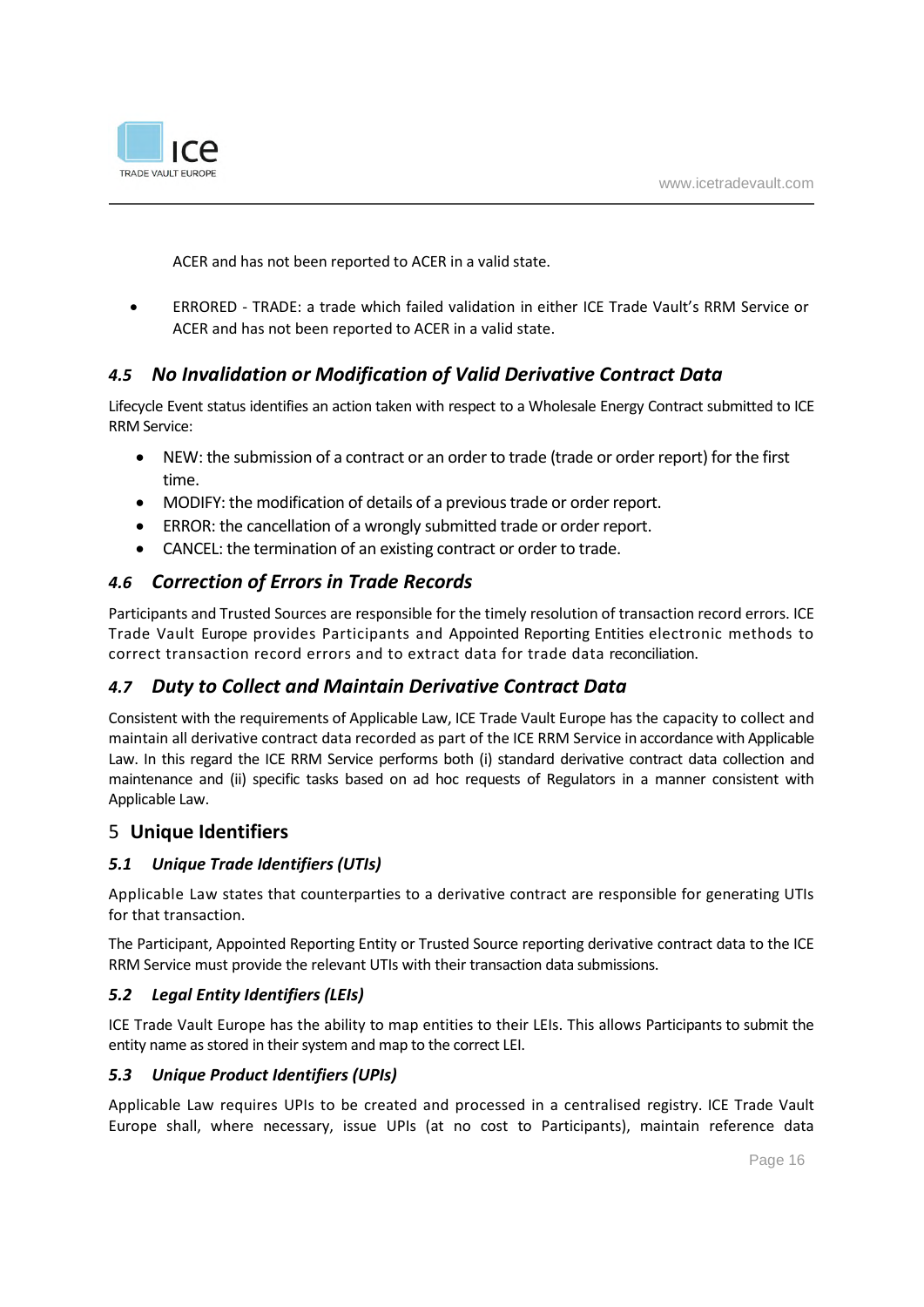ACER and has not been reported to ACER in a valid state.

- ERRORED - TRADE: a trade which failed validation in either ICE Trade Vault's RRM Service or ACER and has not been reported to ACER in a valid state.

### *4.5 No Invalidation or Modification of Valid Derivative Contract Data*

Lifecycle Event status identifies an action taken with respect to a Wholesale Energy Contract submitted to ICE RRM Service:

- NEW: the submission of a contract or an order to trade (trade or order report) for the first time.
- MODIFY: the modification of details of a previous trade or order report.
- ERROR: the cancellation of a wrongly submitted trade or order report.
- CANCEL: the termination of an existing contract or order to trade.

### *4.6 Correction of Errors in Trade Records*

Participants and Trusted Sources are responsible for the timely resolution of transaction record errors. ICE Trade Vault Europe provides Participants and Appointed Reporting Entities electronic methods to correct transaction record errors and to extract data for trade data reconciliation.

### *4.7 Duty to Collect and Maintain Derivative Contract Data*

Consistent with the requirements of Applicable Law, ICE Trade Vault Europe has the capacity to collect and maintain all derivative contract data recorded as part of the ICE RRM Service in accordance with Applicable Law. In this regard the ICE RRM Service performs both (i) standard derivative contract data collection and maintenance and (ii) specific tasks based on ad hoc requests of Regulators in a manner consistent with Applicable Law.

## 5 Unique Identifiers

### *5.1 Unique Trade Identifiers (UTIs)*

Applicable Law states that counterparties to a derivative contract are responsible for generating UTIs for that transaction.

The Participant, Appointed Reporting Entity or Trusted Source reporting derivative contract data to the ICE RRM Service must provide the relevant UTIs with their transaction data submissions.

### *5.2 Legal Entity Identifiers (LEIs)*

ICE Trade Vault Europe has the ability to map entities to their LEIs. This allows Participants to submit the entity name as stored in their system and map to the correct LEI.

### *5.3 Unique Product Identifiers (UPIs)*

Applicable Law requires UPIs to be created and processed in a centralised registry. ICE Trade Vault Europe shall, where necessary, issue UPIs (at no cost to Participants), maintain reference data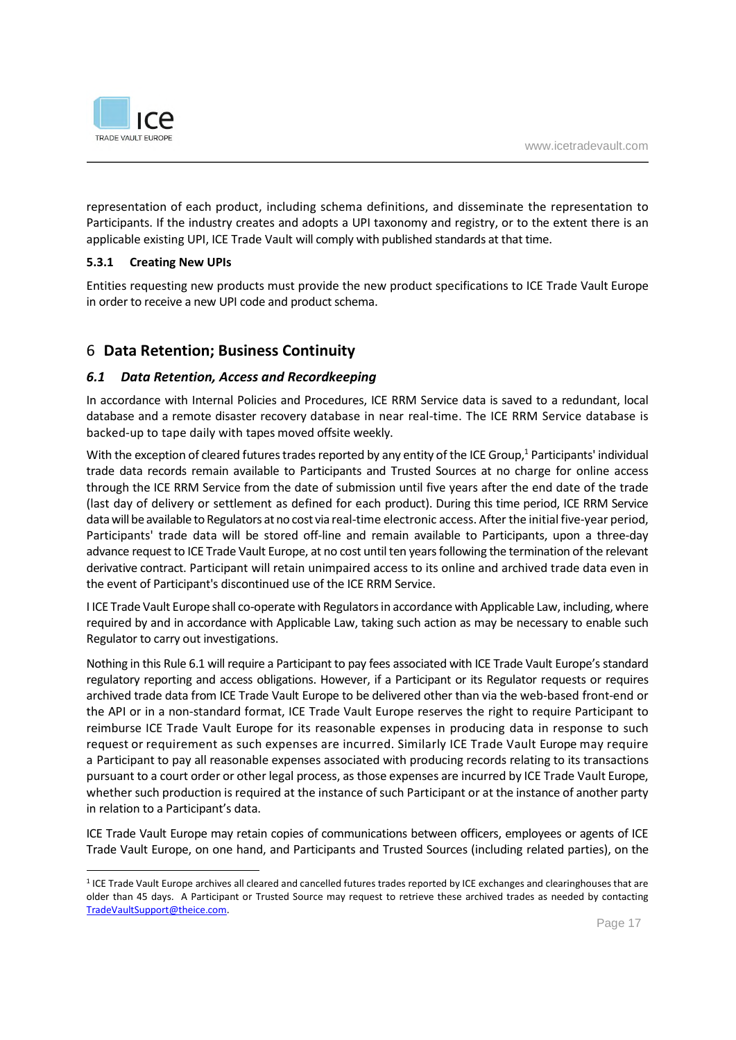representation of each product, including schema definitions, and disseminate the representation to Participants. If the industry creates and adopts a UPI taxonomy and registry, or to the extent there is an applicable existing UPI, ICE Trade Vault will comply with published standards at that time.

### 5.3.1 Creating New UPIs

Entities requesting new products must provide the new product specifications to ICE Trade Vault Europe in order to receive a new UPI code and product schema.

# 6 Data Retention; Business Continuity

## *6.1 Data Retention, Access and Recordkeeping*

In accordance with Internal Policies and Procedures, ICE RRM Service data is saved to a redundant, local database and a remote disaster recovery database in near real-time. The ICE RRM Service database is backed-up to tape daily with tapes moved offsite weekly.

With the exception of cleared futures trades reported by any entity of the ICE Group,[1] Participants' individual trade data records remain available to Participants and Trusted Sources at no charge for online access through the ICE RRM Service from the date of submission until five years after the end date of the trade (last day of delivery or settlement as defined for each product). During this time period, ICE RRM Service data will be available to Regulators at no cost via real-time electronic access. After the initial five-year period, Participants' trade data will be stored off-line and remain available to Participants, upon a three-day advance request to ICE Trade Vault Europe, at no cost until ten years following the termination of the relevant derivative contract. Participant will retain unimpaired access to its online and archived trade data even in the event of Participant's discontinued use of the ICE RRM Service.

I ICE Trade Vault Europe shall co-operate with Regulators in accordance with Applicable Law, including, where required by and in accordance with Applicable Law, taking such action as may be necessary to enable such Regulator to carry out investigations.

Nothing in this Rule 6.1 will require a Participant to pay fees associated with ICE Trade Vault Europe's standard regulatory reporting and access obligations. However, if a Participant or its Regulator requests or requires archived trade data from ICE Trade Vault Europe to be delivered other than via the web-based front-end or the API or in a non-standard format, ICE Trade Vault Europe reserves the right to require Participant to reimburse ICE Trade Vault Europe for its reasonable expenses in producing data in response to such request or requirement as such expenses are incurred. Similarly ICE Trade Vault Europe may require a Participant to pay all reasonable expenses associated with producing records relating to its transactions pursuant to a court order or other legal process, as those expenses are incurred by ICE Trade Vault Europe, whether such production is required at the instance of such Participant or at the instance of another party in relation to a Participant's data.

ICE Trade Vault Europe may retain copies of communications between officers, employees or agents of ICE Trade Vault Europe, on one hand, and Participants and Trusted Sources (including related parties), on the

---

[1] ICE Trade Vault Europe archives all cleared and cancelled futures trades reported by ICE exchanges and clearinghouses that are older than 45 days. A Participant or Trusted Source may request to retrieve these archived trades as needed by contacting TradeVaultSupport@theice.com.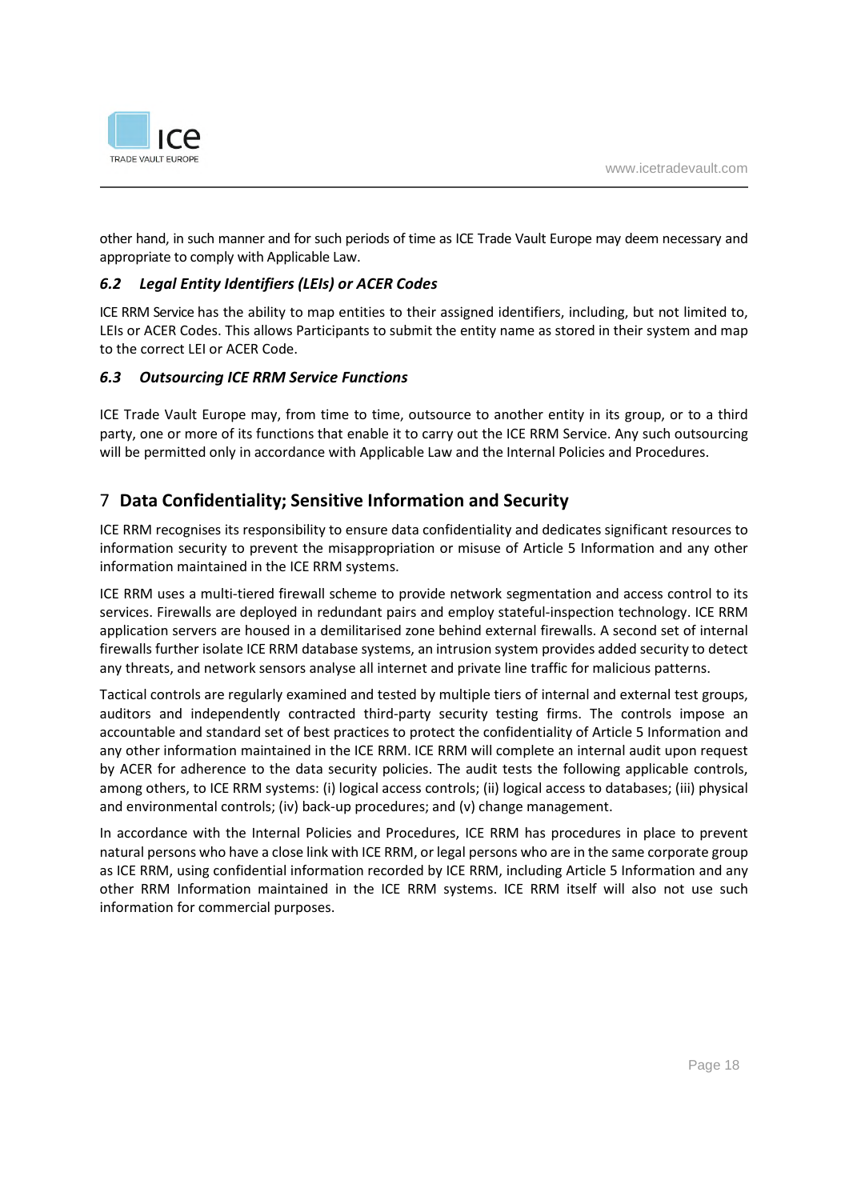other hand, in such manner and for such periods of time as ICE Trade Vault Europe may deem necessary and appropriate to comply with Applicable Law.

### *6.2 Legal Entity Identifiers (LEIs) or ACER Codes*

ICE RRM Service has the ability to map entities to their assigned identifiers, including, but not limited to, LEIs or ACER Codes. This allows Participants to submit the entity name as stored in their system and map to the correct LEI or ACER Code.

### *6.3 Outsourcing ICE RRM Service Functions*

ICE Trade Vault Europe may, from time to time, outsource to another entity in its group, or to a third party, one or more of its functions that enable it to carry out the ICE RRM Service. Any such outsourcing will be permitted only in accordance with Applicable Law and the Internal Policies and Procedures.

## 7 Data Confidentiality; Sensitive Information and Security

ICE RRM recognises its responsibility to ensure data confidentiality and dedicates significant resources to information security to prevent the misappropriation or misuse of Article 5 Information and any other information maintained in the ICE RRM systems.

ICE RRM uses a multi-tiered firewall scheme to provide network segmentation and access control to its services. Firewalls are deployed in redundant pairs and employ stateful-inspection technology. ICE RRM application servers are housed in a demilitarised zone behind external firewalls. A second set of internal firewalls further isolate ICE RRM database systems, an intrusion system provides added security to detect any threats, and network sensors analyse all internet and private line traffic for malicious patterns.

Tactical controls are regularly examined and tested by multiple tiers of internal and external test groups, auditors and independently contracted third-party security testing firms. The controls impose an accountable and standard set of best practices to protect the confidentiality of Article 5 Information and any other information maintained in the ICE RRM. ICE RRM will complete an internal audit upon request by ACER for adherence to the data security policies. The audit tests the following applicable controls, among others, to ICE RRM systems: (i) logical access controls; (ii) logical access to databases; (iii) physical and environmental controls; (iv) back-up procedures; and (v) change management.

In accordance with the Internal Policies and Procedures, ICE RRM has procedures in place to prevent natural persons who have a close link with ICE RRM, or legal persons who are in the same corporate group as ICE RRM, using confidential information recorded by ICE RRM, including Article 5 Information and any other RRM Information maintained in the ICE RRM systems. ICE RRM itself will also not use such information for commercial purposes.